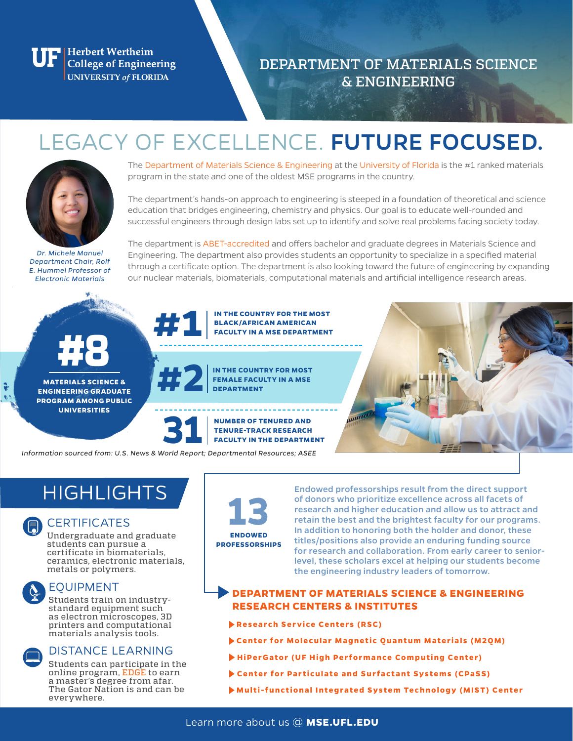UF Herbert Wertheim College of Engineering
UNIVERSITY of FLORIDA

# DEPARTMENT OF MATERIALS SCIENCE & ENGINEERING

## LEGACY OF EXCELLENCE. **FUTURE FOCUSED.**

*Dr. Michele Manuel Department Chair, Rolf E. Hummel Professor of Electronic Materials*

The Department of Materials Science & Engineering at the University of Florida is the #1 ranked materials program in the state and one of the oldest MSE programs in the country.

The department's hands-on approach to engineering is steeped in a foundation of theoretical and science education that bridges engineering, chemistry and physics. Our goal is to educate well-rounded and successful engineers through design labs set up to identify and solve real problems facing society today.

The department is ABET-accredited and offers bachelor and graduate degrees in Materials Science and Engineering. The department also provides students an opportunity to specialize in a specified material through a certificate option. The department is also looking toward the future of engineering by expanding our nuclear materials, biomaterials, computational materials and artificial intelligence research areas.

**#8** MATERIALS SCIENCE & ENGINEERING GRADUATE PROGRAM AMONG PUBLIC UNIVERSITIES

**#1** IN THE COUNTRY FOR THE MOST BLACK/AFRICAN AMERICAN FACULTY IN A MSE DEPARTMENT

**#2** IN THE COUNTRY FOR MOST FEMALE FACULTY IN A MSE DEPARTMENT

**31** NUMBER OF TENURED AND TENURE-TRACK RESEARCH FACULTY IN THE DEPARTMENT

*Information sourced from: U.S. News & World Report; Departmental Resources; ASEE*

## HIGHLIGHTS

### CERTIFICATES

Undergraduate and graduate students can pursue a certificate in biomaterials, ceramics, electronic materials, metals or polymers.

### EQUIPMENT

Students train on industry-standard equipment such as electron microscopes, 3D printers and computational materials analysis tools.

### DISTANCE LEARNING

Students can participate in the online program, EDGE to earn a master's degree from afar. The Gator Nation is and can be everywhere.

**13** ENDOWED PROFESSORSHIPS

Endowed professorships result from the direct support of donors who prioritize excellence across all facets of research and higher education and allow us to attract and retain the best and the brightest faculty for our programs. In addition to honoring both the holder and donor, these titles/positions also provide an enduring funding source for research and collaboration. From early career to senior-level, these scholars excel at helping our students become the engineering industry leaders of tomorrow.

### DEPARTMENT OF MATERIALS SCIENCE & ENGINEERING RESEARCH CENTERS & INSTITUTES

- Research Service Centers (RSC)
- Center for Molecular Magnetic Quantum Materials (M2QM)
- HiPerGator (UF High Performance Computing Center)
- Center for Particulate and Surfactant Systems (CPaSS)
- Multi-functional Integrated System Technology (MIST) Center

Learn more about us @ **MSE.UFL.EDU**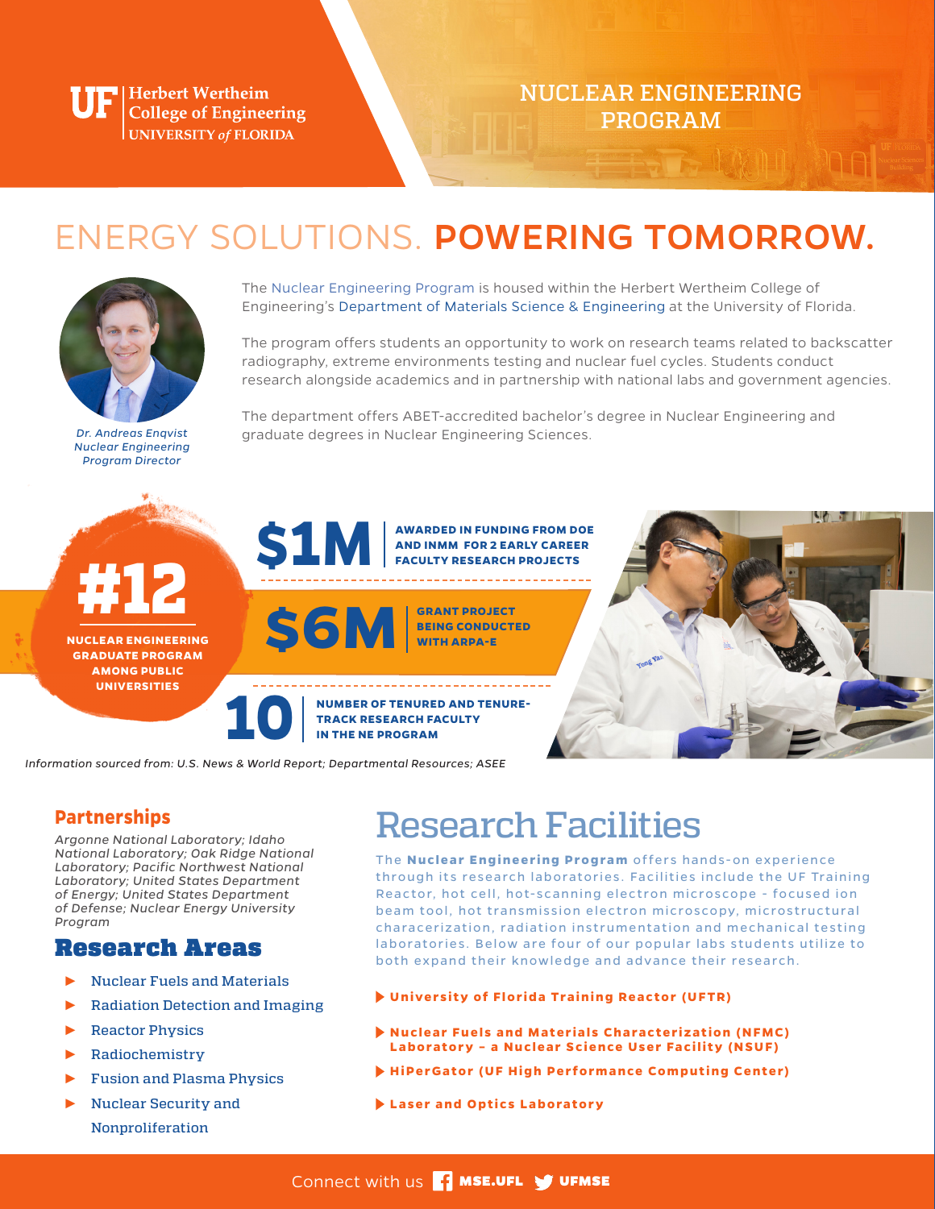UF Herbert Wertheim College of Engineering
UNIVERSITY *of* FLORIDA

NUCLEAR ENGINEERING PROGRAM

# ENERGY SOLUTIONS. **POWERING TOMORROW.**

*Dr. Andreas Enqvist*
*Nuclear Engineering Program Director*

The Nuclear Engineering Program is housed within the Herbert Wertheim College of Engineering's Department of Materials Science & Engineering at the University of Florida.

The program offers students an opportunity to work on research teams related to backscatter radiography, extreme environments testing and nuclear fuel cycles. Students conduct research alongside academics and in partnership with national labs and government agencies.

The department offers ABET-accredited bachelor's degree in Nuclear Engineering and graduate degrees in Nuclear Engineering Sciences.

**#12** NUCLEAR ENGINEERING GRADUATE PROGRAM AMONG PUBLIC UNIVERSITIES

**$1M** AWARDED IN FUNDING FROM DOE AND INMM FOR 2 EARLY CAREER FACULTY RESEARCH PROJECTS

**$6M** GRANT PROJECT BEING CONDUCTED WITH ARPA-E

**10** NUMBER OF TENURED AND TENURE-TRACK RESEARCH FACULTY IN THE NE PROGRAM

*Information sourced from: U.S. News & World Report; Departmental Resources; ASEE*

## Partnerships

*Argonne National Laboratory; Idaho National Laboratory; Oak Ridge National Laboratory; Pacific Northwest National Laboratory; United States Department of Energy; United States Department of Defense; Nuclear Energy University Program*

## Research Areas

- Nuclear Fuels and Materials
- Radiation Detection and Imaging
- Reactor Physics
- Radiochemistry
- Fusion and Plasma Physics
- Nuclear Security and Nonproliferation

## Research Facilities

The **Nuclear Engineering Program** offers hands-on experience through its research laboratories. Facilities include the UF Training Reactor, hot cell, hot-scanning electron microscope - focused ion beam tool, hot transmission electron microscopy, microstructural characterization, radiation instrumentation and mechanical testing laboratories. Below are four of our popular labs students utilize to both expand their knowledge and advance their research.

- **University of Florida Training Reactor (UFTR)**
- **Nuclear Fuels and Materials Characterization (NFMC) Laboratory – a Nuclear Science User Facility (NSUF)**
- **HiPerGator (UF High Performance Computing Center)**
- **Laser and Optics Laboratory**

Connect with us **MSE.UFL** **UFMSE**